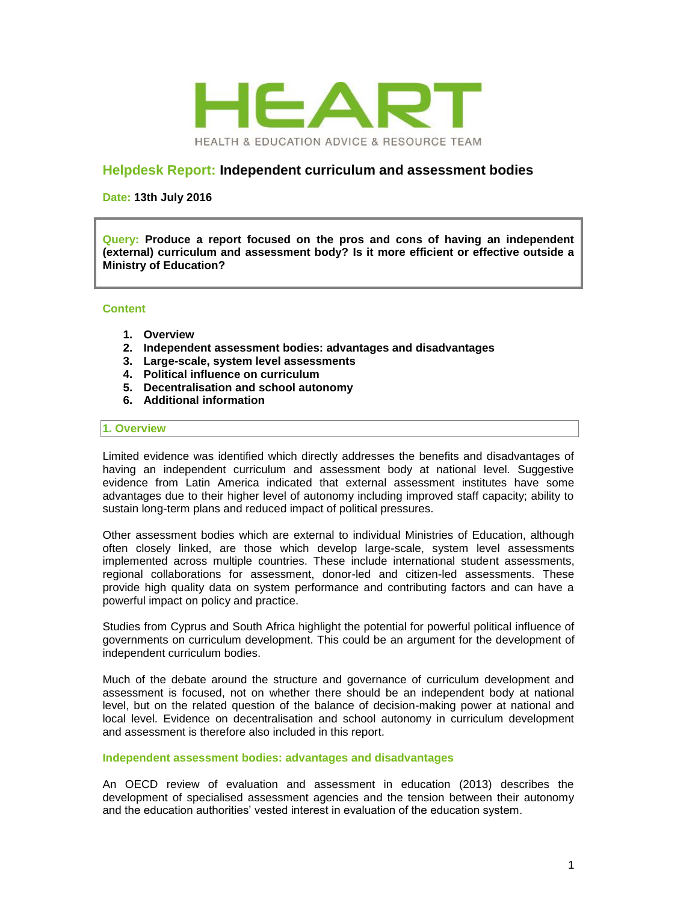HEART

HEALTH & EDUCATION ADVICE & RESOURCE TEAM

# Helpdesk Report: Independent curriculum and assessment bodies

**Date: 13th July 2016**

> **Query: Produce a report focused on the pros and cons of having an independent (external) curriculum and assessment body? Is it more efficient or effective outside a Ministry of Education?**

**Content**

1. **Overview**
2. **Independent assessment bodies: advantages and disadvantages**
3. **Large-scale, system level assessments**
4. **Political influence on curriculum**
5. **Decentralisation and school autonomy**
6. **Additional information**

## 1. Overview

Limited evidence was identified which directly addresses the benefits and disadvantages of having an independent curriculum and assessment body at national level. Suggestive evidence from Latin America indicated that external assessment institutes have some advantages due to their higher level of autonomy including improved staff capacity; ability to sustain long-term plans and reduced impact of political pressures.

Other assessment bodies which are external to individual Ministries of Education, although often closely linked, are those which develop large-scale, system level assessments implemented across multiple countries. These include international student assessments, regional collaborations for assessment, donor-led and citizen-led assessments. These provide high quality data on system performance and contributing factors and can have a powerful impact on policy and practice.

Studies from Cyprus and South Africa highlight the potential for powerful political influence of governments on curriculum development. This could be an argument for the development of independent curriculum bodies.

Much of the debate around the structure and governance of curriculum development and assessment is focused, not on whether there should be an independent body at national level, but on the related question of the balance of decision-making power at national and local level. Evidence on decentralisation and school autonomy in curriculum development and assessment is therefore also included in this report.

### Independent assessment bodies: advantages and disadvantages

An OECD review of evaluation and assessment in education (2013) describes the development of specialised assessment agencies and the tension between their autonomy and the education authorities' vested interest in evaluation of the education system.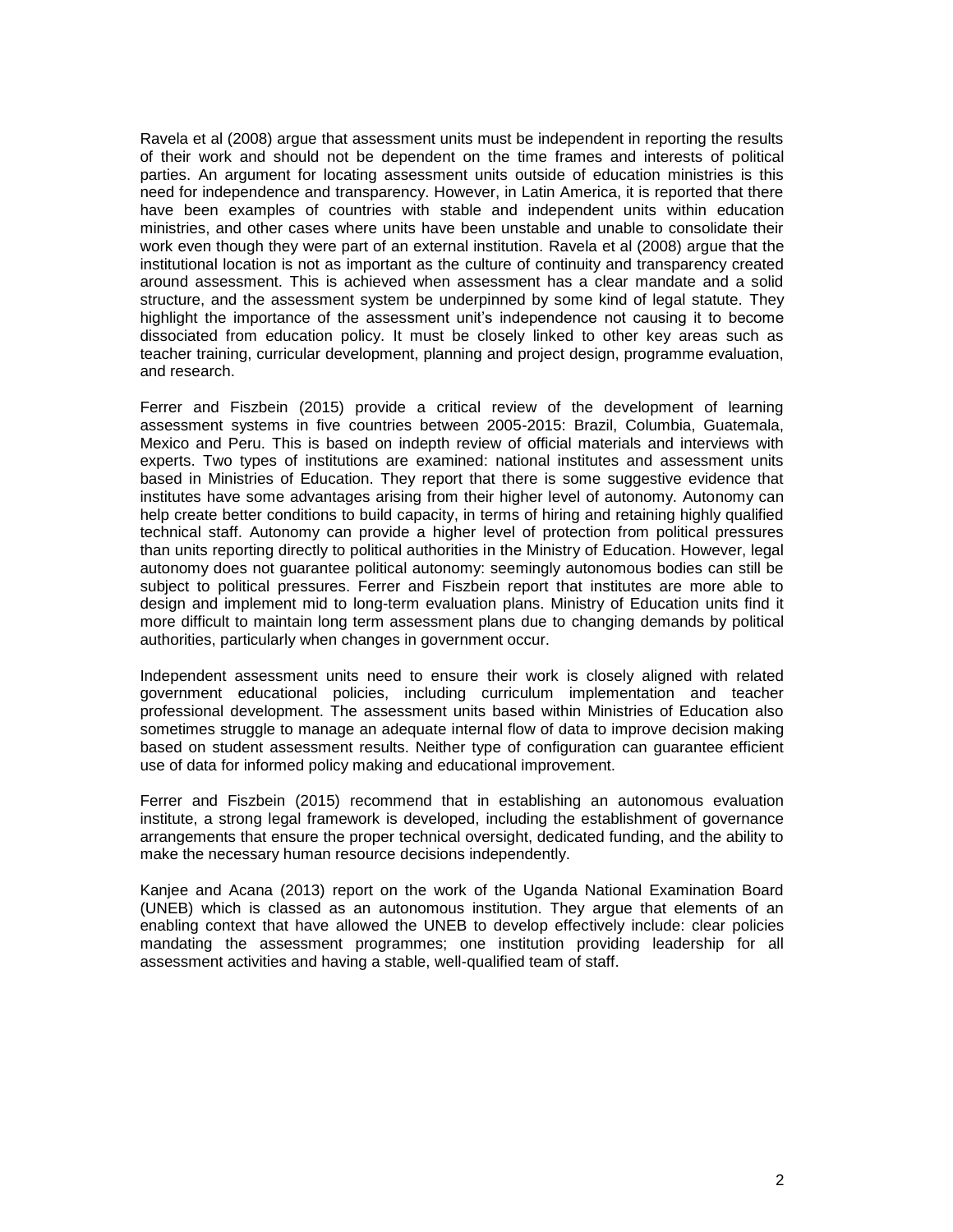Ravela et al (2008) argue that assessment units must be independent in reporting the results of their work and should not be dependent on the time frames and interests of political parties. An argument for locating assessment units outside of education ministries is this need for independence and transparency. However, in Latin America, it is reported that there have been examples of countries with stable and independent units within education ministries, and other cases where units have been unstable and unable to consolidate their work even though they were part of an external institution. Ravela et al (2008) argue that the institutional location is not as important as the culture of continuity and transparency created around assessment. This is achieved when assessment has a clear mandate and a solid structure, and the assessment system be underpinned by some kind of legal statute. They highlight the importance of the assessment unit's independence not causing it to become dissociated from education policy. It must be closely linked to other key areas such as teacher training, curricular development, planning and project design, programme evaluation, and research.

Ferrer and Fiszbein (2015) provide a critical review of the development of learning assessment systems in five countries between 2005-2015: Brazil, Columbia, Guatemala, Mexico and Peru. This is based on indepth review of official materials and interviews with experts. Two types of institutions are examined: national institutes and assessment units based in Ministries of Education. They report that there is some suggestive evidence that institutes have some advantages arising from their higher level of autonomy. Autonomy can help create better conditions to build capacity, in terms of hiring and retaining highly qualified technical staff. Autonomy can provide a higher level of protection from political pressures than units reporting directly to political authorities in the Ministry of Education. However, legal autonomy does not guarantee political autonomy: seemingly autonomous bodies can still be subject to political pressures. Ferrer and Fiszbein report that institutes are more able to design and implement mid to long-term evaluation plans. Ministry of Education units find it more difficult to maintain long term assessment plans due to changing demands by political authorities, particularly when changes in government occur.

Independent assessment units need to ensure their work is closely aligned with related government educational policies, including curriculum implementation and teacher professional development. The assessment units based within Ministries of Education also sometimes struggle to manage an adequate internal flow of data to improve decision making based on student assessment results. Neither type of configuration can guarantee efficient use of data for informed policy making and educational improvement.

Ferrer and Fiszbein (2015) recommend that in establishing an autonomous evaluation institute, a strong legal framework is developed, including the establishment of governance arrangements that ensure the proper technical oversight, dedicated funding, and the ability to make the necessary human resource decisions independently.

Kanjee and Acana (2013) report on the work of the Uganda National Examination Board (UNEB) which is classed as an autonomous institution. They argue that elements of an enabling context that have allowed the UNEB to develop effectively include: clear policies mandating the assessment programmes; one institution providing leadership for all assessment activities and having a stable, well-qualified team of staff.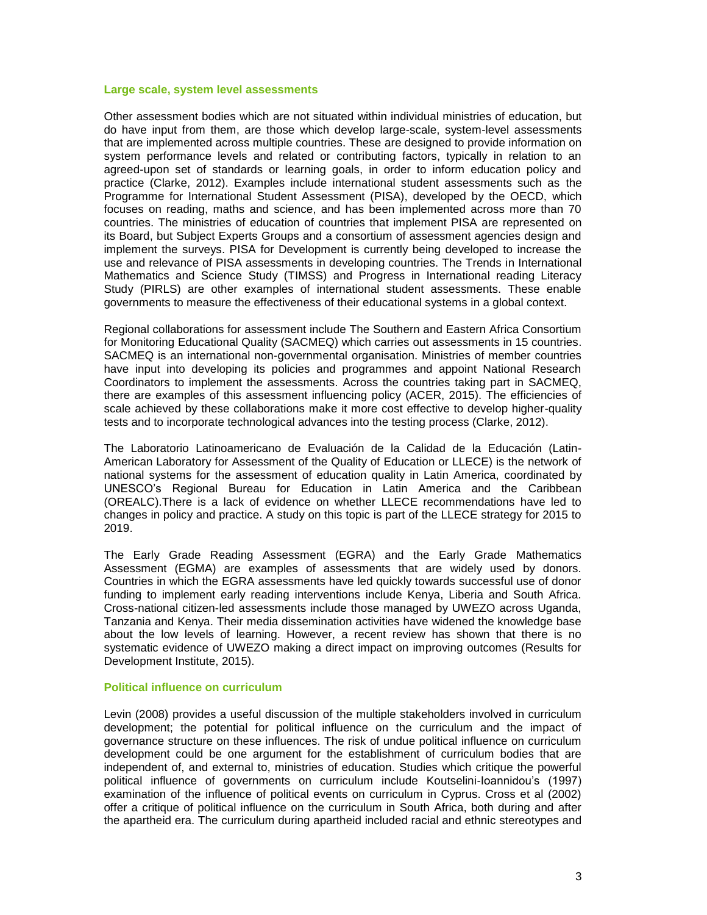### Large scale, system level assessments

Other assessment bodies which are not situated within individual ministries of education, but do have input from them, are those which develop large-scale, system-level assessments that are implemented across multiple countries. These are designed to provide information on system performance levels and related or contributing factors, typically in relation to an agreed-upon set of standards or learning goals, in order to inform education policy and practice (Clarke, 2012). Examples include international student assessments such as the Programme for International Student Assessment (PISA), developed by the OECD, which focuses on reading, maths and science, and has been implemented across more than 70 countries. The ministries of education of countries that implement PISA are represented on its Board, but Subject Experts Groups and a consortium of assessment agencies design and implement the surveys. PISA for Development is currently being developed to increase the use and relevance of PISA assessments in developing countries. The Trends in International Mathematics and Science Study (TIMSS) and Progress in International reading Literacy Study (PIRLS) are other examples of international student assessments. These enable governments to measure the effectiveness of their educational systems in a global context.

Regional collaborations for assessment include The Southern and Eastern Africa Consortium for Monitoring Educational Quality (SACMEQ) which carries out assessments in 15 countries. SACMEQ is an international non-governmental organisation. Ministries of member countries have input into developing its policies and programmes and appoint National Research Coordinators to implement the assessments. Across the countries taking part in SACMEQ, there are examples of this assessment influencing policy (ACER, 2015). The efficiencies of scale achieved by these collaborations make it more cost effective to develop higher-quality tests and to incorporate technological advances into the testing process (Clarke, 2012).

The Laboratorio Latinoamericano de Evaluación de la Calidad de la Educación (Latin-American Laboratory for Assessment of the Quality of Education or LLECE) is the network of national systems for the assessment of education quality in Latin America, coordinated by UNESCO's Regional Bureau for Education in Latin America and the Caribbean (OREALC).There is a lack of evidence on whether LLECE recommendations have led to changes in policy and practice. A study on this topic is part of the LLECE strategy for 2015 to 2019.

The Early Grade Reading Assessment (EGRA) and the Early Grade Mathematics Assessment (EGMA) are examples of assessments that are widely used by donors. Countries in which the EGRA assessments have led quickly towards successful use of donor funding to implement early reading interventions include Kenya, Liberia and South Africa. Cross-national citizen-led assessments include those managed by UWEZO across Uganda, Tanzania and Kenya. Their media dissemination activities have widened the knowledge base about the low levels of learning. However, a recent review has shown that there is no systematic evidence of UWEZO making a direct impact on improving outcomes (Results for Development Institute, 2015).

### Political influence on curriculum

Levin (2008) provides a useful discussion of the multiple stakeholders involved in curriculum development; the potential for political influence on the curriculum and the impact of governance structure on these influences. The risk of undue political influence on curriculum development could be one argument for the establishment of curriculum bodies that are independent of, and external to, ministries of education. Studies which critique the powerful political influence of governments on curriculum include Koutselini-Ioannidou's (1997) examination of the influence of political events on curriculum in Cyprus. Cross et al (2002) offer a critique of political influence on the curriculum in South Africa, both during and after the apartheid era. The curriculum during apartheid included racial and ethnic stereotypes and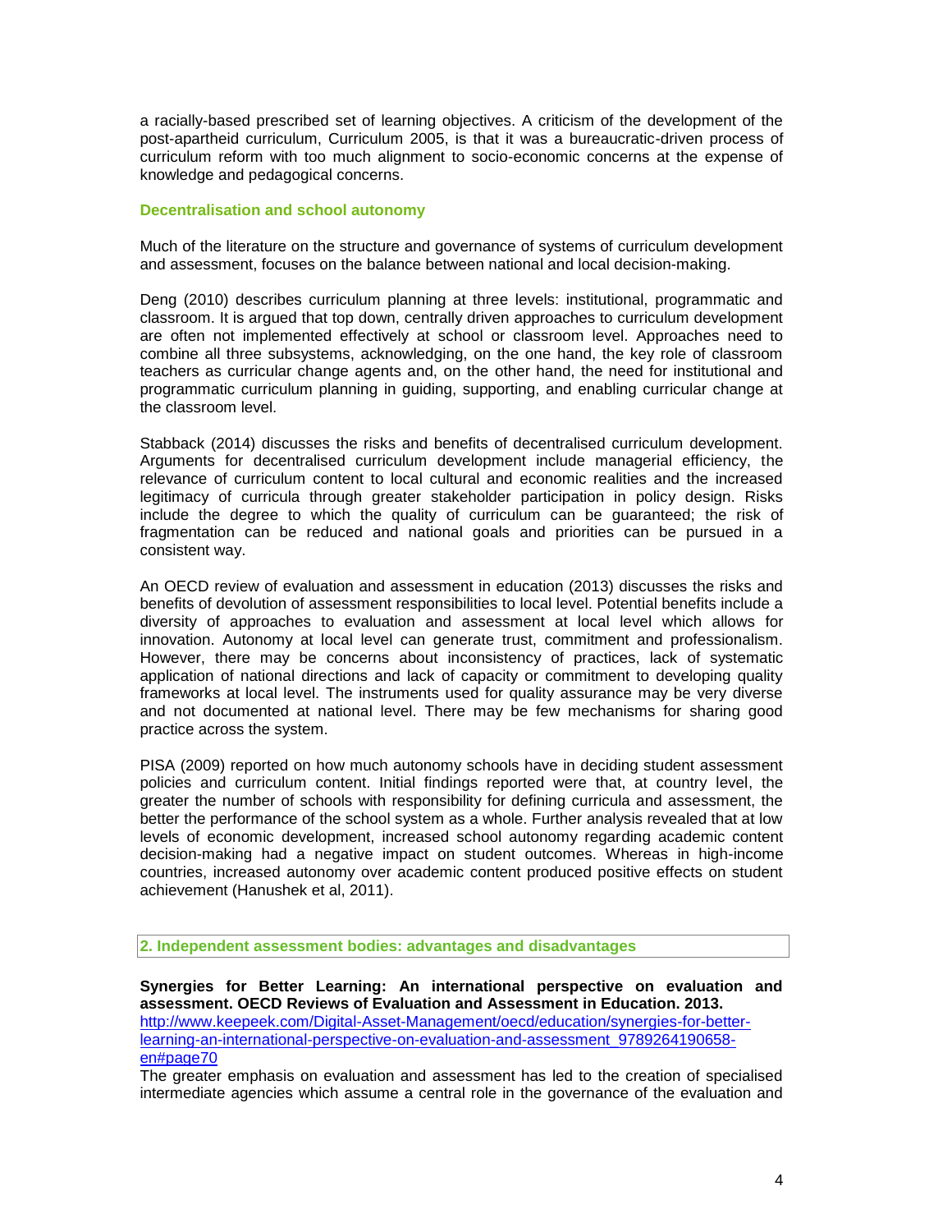a racially-based prescribed set of learning objectives. A criticism of the development of the post-apartheid curriculum, Curriculum 2005, is that it was a bureaucratic-driven process of curriculum reform with too much alignment to socio-economic concerns at the expense of knowledge and pedagogical concerns.

### Decentralisation and school autonomy

Much of the literature on the structure and governance of systems of curriculum development and assessment, focuses on the balance between national and local decision-making.

Deng (2010) describes curriculum planning at three levels: institutional, programmatic and classroom. It is argued that top down, centrally driven approaches to curriculum development are often not implemented effectively at school or classroom level. Approaches need to combine all three subsystems, acknowledging, on the one hand, the key role of classroom teachers as curricular change agents and, on the other hand, the need for institutional and programmatic curriculum planning in guiding, supporting, and enabling curricular change at the classroom level.

Stabback (2014) discusses the risks and benefits of decentralised curriculum development. Arguments for decentralised curriculum development include managerial efficiency, the relevance of curriculum content to local cultural and economic realities and the increased legitimacy of curricula through greater stakeholder participation in policy design. Risks include the degree to which the quality of curriculum can be guaranteed; the risk of fragmentation can be reduced and national goals and priorities can be pursued in a consistent way.

An OECD review of evaluation and assessment in education (2013) discusses the risks and benefits of devolution of assessment responsibilities to local level. Potential benefits include a diversity of approaches to evaluation and assessment at local level which allows for innovation. Autonomy at local level can generate trust, commitment and professionalism. However, there may be concerns about inconsistency of practices, lack of systematic application of national directions and lack of capacity or commitment to developing quality frameworks at local level. The instruments used for quality assurance may be very diverse and not documented at national level. There may be few mechanisms for sharing good practice across the system.

PISA (2009) reported on how much autonomy schools have in deciding student assessment policies and curriculum content. Initial findings reported were that, at country level, the greater the number of schools with responsibility for defining curricula and assessment, the better the performance of the school system as a whole. Further analysis revealed that at low levels of economic development, increased school autonomy regarding academic content decision-making had a negative impact on student outcomes. Whereas in high-income countries, increased autonomy over academic content produced positive effects on student achievement (Hanushek et al, 2011).

## 2. Independent assessment bodies: advantages and disadvantages

**Synergies for Better Learning: An international perspective on evaluation and assessment. OECD Reviews of Evaluation and Assessment in Education. 2013.**
[http://www.keepeek.com/Digital-Asset-Management/oecd/education/synergies-for-better-learning-an-international-perspective-on-evaluation-and-assessment_9789264190658-en#page70](http://www.keepeek.com/Digital-Asset-Management/oecd/education/synergies-for-better-learning-an-international-perspective-on-evaluation-and-assessment_9789264190658-en#page70)
The greater emphasis on evaluation and assessment has led to the creation of specialised intermediate agencies which assume a central role in the governance of the evaluation and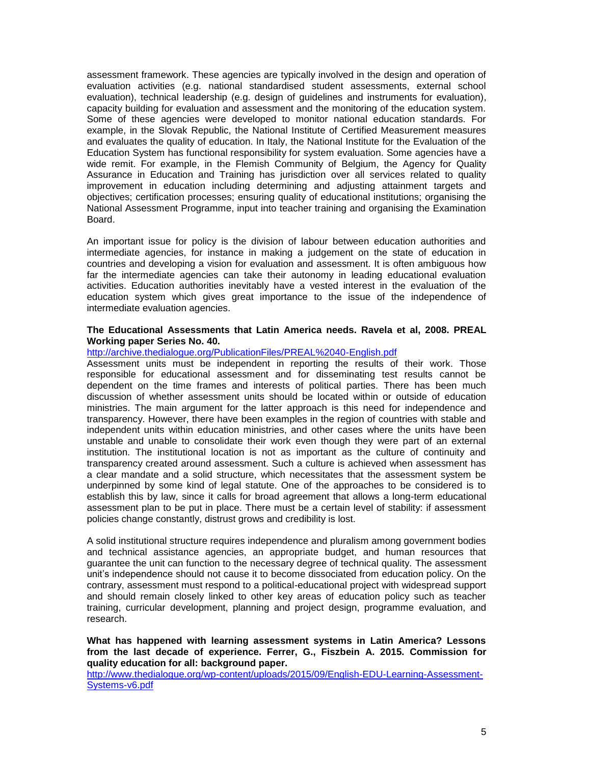assessment framework. These agencies are typically involved in the design and operation of evaluation activities (e.g. national standardised student assessments, external school evaluation), technical leadership (e.g. design of guidelines and instruments for evaluation), capacity building for evaluation and assessment and the monitoring of the education system. Some of these agencies were developed to monitor national education standards. For example, in the Slovak Republic, the National Institute of Certified Measurement measures and evaluates the quality of education. In Italy, the National Institute for the Evaluation of the Education System has functional responsibility for system evaluation. Some agencies have a wide remit. For example, in the Flemish Community of Belgium, the Agency for Quality Assurance in Education and Training has jurisdiction over all services related to quality improvement in education including determining and adjusting attainment targets and objectives; certification processes; ensuring quality of educational institutions; organising the National Assessment Programme, input into teacher training and organising the Examination Board.

An important issue for policy is the division of labour between education authorities and intermediate agencies, for instance in making a judgement on the state of education in countries and developing a vision for evaluation and assessment. It is often ambiguous how far the intermediate agencies can take their autonomy in leading educational evaluation activities. Education authorities inevitably have a vested interest in the evaluation of the education system which gives great importance to the issue of the independence of intermediate evaluation agencies.

**The Educational Assessments that Latin America needs. Ravela et al, 2008. PREAL Working paper Series No. 40.**

http://archive.thedialogue.org/PublicationFiles/PREAL%2040-English.pdf

Assessment units must be independent in reporting the results of their work. Those responsible for educational assessment and for disseminating test results cannot be dependent on the time frames and interests of political parties. There has been much discussion of whether assessment units should be located within or outside of education ministries. The main argument for the latter approach is this need for independence and transparency. However, there have been examples in the region of countries with stable and independent units within education ministries, and other cases where the units have been unstable and unable to consolidate their work even though they were part of an external institution. The institutional location is not as important as the culture of continuity and transparency created around assessment. Such a culture is achieved when assessment has a clear mandate and a solid structure, which necessitates that the assessment system be underpinned by some kind of legal statute. One of the approaches to be considered is to establish this by law, since it calls for broad agreement that allows a long-term educational assessment plan to be put in place. There must be a certain level of stability: if assessment policies change constantly, distrust grows and credibility is lost.

A solid institutional structure requires independence and pluralism among government bodies and technical assistance agencies, an appropriate budget, and human resources that guarantee the unit can function to the necessary degree of technical quality. The assessment unit's independence should not cause it to become dissociated from education policy. On the contrary, assessment must respond to a political-educational project with widespread support and should remain closely linked to other key areas of education policy such as teacher training, curricular development, planning and project design, programme evaluation, and research.

**What has happened with learning assessment systems in Latin America? Lessons from the last decade of experience. Ferrer, G., Fiszbein A. 2015. Commission for quality education for all: background paper.**

http://www.thedialogue.org/wp-content/uploads/2015/09/English-EDU-Learning-Assessment-Systems-v6.pdf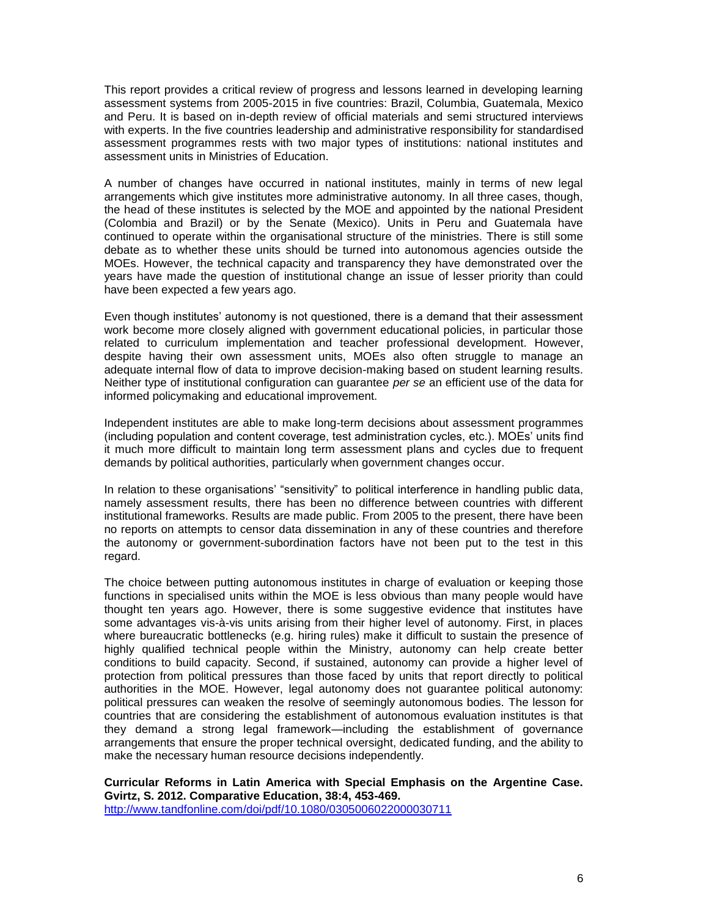This report provides a critical review of progress and lessons learned in developing learning assessment systems from 2005-2015 in five countries: Brazil, Columbia, Guatemala, Mexico and Peru. It is based on in-depth review of official materials and semi structured interviews with experts. In the five countries leadership and administrative responsibility for standardised assessment programmes rests with two major types of institutions: national institutes and assessment units in Ministries of Education.

A number of changes have occurred in national institutes, mainly in terms of new legal arrangements which give institutes more administrative autonomy. In all three cases, though, the head of these institutes is selected by the MOE and appointed by the national President (Colombia and Brazil) or by the Senate (Mexico). Units in Peru and Guatemala have continued to operate within the organisational structure of the ministries. There is still some debate as to whether these units should be turned into autonomous agencies outside the MOEs. However, the technical capacity and transparency they have demonstrated over the years have made the question of institutional change an issue of lesser priority than could have been expected a few years ago.

Even though institutes' autonomy is not questioned, there is a demand that their assessment work become more closely aligned with government educational policies, in particular those related to curriculum implementation and teacher professional development. However, despite having their own assessment units, MOEs also often struggle to manage an adequate internal flow of data to improve decision-making based on student learning results. Neither type of institutional configuration can guarantee *per se* an efficient use of the data for informed policymaking and educational improvement.

Independent institutes are able to make long-term decisions about assessment programmes (including population and content coverage, test administration cycles, etc.). MOEs' units find it much more difficult to maintain long term assessment plans and cycles due to frequent demands by political authorities, particularly when government changes occur.

In relation to these organisations' "sensitivity" to political interference in handling public data, namely assessment results, there has been no difference between countries with different institutional frameworks. Results are made public. From 2005 to the present, there have been no reports on attempts to censor data dissemination in any of these countries and therefore the autonomy or government-subordination factors have not been put to the test in this regard.

The choice between putting autonomous institutes in charge of evaluation or keeping those functions in specialised units within the MOE is less obvious than many people would have thought ten years ago. However, there is some suggestive evidence that institutes have some advantages vis-à-vis units arising from their higher level of autonomy. First, in places where bureaucratic bottlenecks (e.g. hiring rules) make it difficult to sustain the presence of highly qualified technical people within the Ministry, autonomy can help create better conditions to build capacity. Second, if sustained, autonomy can provide a higher level of protection from political pressures than those faced by units that report directly to political authorities in the MOE. However, legal autonomy does not guarantee political autonomy: political pressures can weaken the resolve of seemingly autonomous bodies. The lesson for countries that are considering the establishment of autonomous evaluation institutes is that they demand a strong legal framework—including the establishment of governance arrangements that ensure the proper technical oversight, dedicated funding, and the ability to make the necessary human resource decisions independently.

**Curricular Reforms in Latin America with Special Emphasis on the Argentine Case. Gvirtz, S. 2012. Comparative Education, 38:4, 453-469.**
http://www.tandfonline.com/doi/pdf/10.1080/0305006022000030711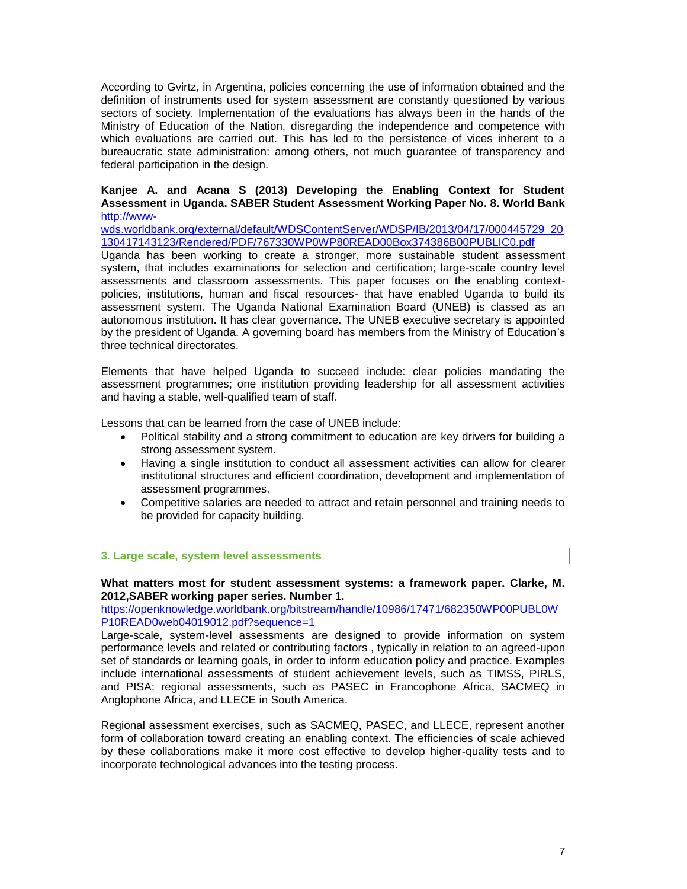According to Gvirtz, in Argentina, policies concerning the use of information obtained and the definition of instruments used for system assessment are constantly questioned by various sectors of society. Implementation of the evaluations has always been in the hands of the Ministry of Education of the Nation, disregarding the independence and competence with which evaluations are carried out. This has led to the persistence of vices inherent to a bureaucratic state administration: among others, not much guarantee of transparency and federal participation in the design.

**Kanjee A. and Acana S (2013) Developing the Enabling Context for Student Assessment in Uganda. SABER Student Assessment Working Paper No. 8. World Bank** [http://www-wds.worldbank.org/external/default/WDSContentServer/WDSP/IB/2013/04/17/000445729_20130417143123/Rendered/PDF/767330WP0WP80READ00Box374386B00PUBLIC0.pdf](http://www-wds.worldbank.org/external/default/WDSContentServer/WDSP/IB/2013/04/17/000445729_20130417143123/Rendered/PDF/767330WP0WP80READ00Box374386B00PUBLIC0.pdf)
Uganda has been working to create a stronger, more sustainable student assessment system, that includes examinations for selection and certification; large-scale country level assessments and classroom assessments. This paper focuses on the enabling context-policies, institutions, human and fiscal resources- that have enabled Uganda to build its assessment system. The Uganda National Examination Board (UNEB) is classed as an autonomous institution. It has clear governance. The UNEB executive secretary is appointed by the president of Uganda. A governing board has members from the Ministry of Education's three technical directorates.

Elements that have helped Uganda to succeed include: clear policies mandating the assessment programmes; one institution providing leadership for all assessment activities and having a stable, well-qualified team of staff.

Lessons that can be learned from the case of UNEB include:

- Political stability and a strong commitment to education are key drivers for building a strong assessment system.
- Having a single institution to conduct all assessment activities can allow for clearer institutional structures and efficient coordination, development and implementation of assessment programmes.
- Competitive salaries are needed to attract and retain personnel and training needs to be provided for capacity building.

## 3. Large scale, system level assessments

**What matters most for student assessment systems: a framework paper. Clarke, M. 2012,SABER working paper series. Number 1.**
[https://openknowledge.worldbank.org/bitstream/handle/10986/17471/682350WP00PUBL0WP10READ0web04019012.pdf?sequence=1](https://openknowledge.worldbank.org/bitstream/handle/10986/17471/682350WP00PUBL0WP10READ0web04019012.pdf?sequence=1)
Large-scale, system-level assessments are designed to provide information on system performance levels and related or contributing factors , typically in relation to an agreed-upon set of standards or learning goals, in order to inform education policy and practice. Examples include international assessments of student achievement levels, such as TIMSS, PIRLS, and PISA; regional assessments, such as PASEC in Francophone Africa, SACMEQ in Anglophone Africa, and LLECE in South America.

Regional assessment exercises, such as SACMEQ, PASEC, and LLECE, represent another form of collaboration toward creating an enabling context. The efficiencies of scale achieved by these collaborations make it more cost effective to develop higher-quality tests and to incorporate technological advances into the testing process.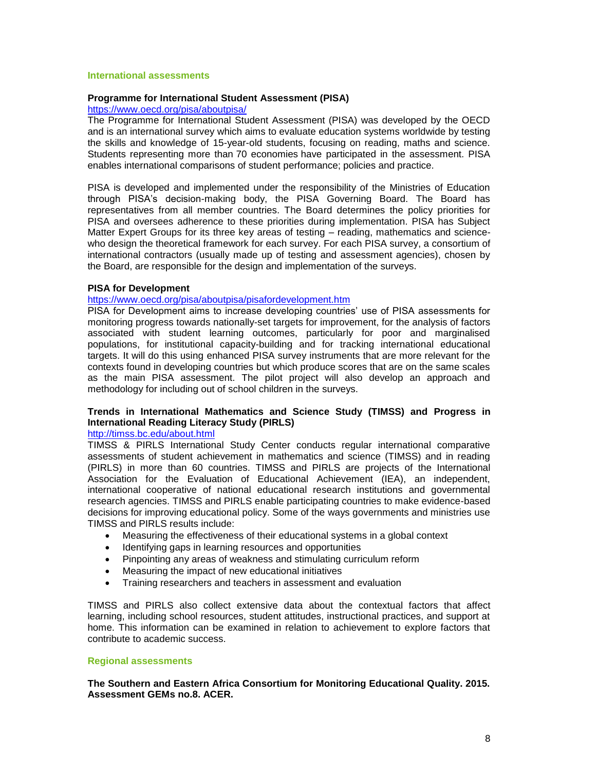## International assessments

### Programme for International Student Assessment (PISA)

https://www.oecd.org/pisa/aboutpisa/

The Programme for International Student Assessment (PISA) was developed by the OECD and is an international survey which aims to evaluate education systems worldwide by testing the skills and knowledge of 15-year-old students, focusing on reading, maths and science. Students representing more than 70 economies have participated in the assessment. PISA enables international comparisons of student performance; policies and practice.

PISA is developed and implemented under the responsibility of the Ministries of Education through PISA's decision-making body, the PISA Governing Board. The Board has representatives from all member countries. The Board determines the policy priorities for PISA and oversees adherence to these priorities during implementation. PISA has Subject Matter Expert Groups for its three key areas of testing – reading, mathematics and science-who design the theoretical framework for each survey. For each PISA survey, a consortium of international contractors (usually made up of testing and assessment agencies), chosen by the Board, are responsible for the design and implementation of the surveys.

### PISA for Development

https://www.oecd.org/pisa/aboutpisa/pisafordevelopment.htm

PISA for Development aims to increase developing countries' use of PISA assessments for monitoring progress towards nationally-set targets for improvement, for the analysis of factors associated with student learning outcomes, particularly for poor and marginalised populations, for institutional capacity-building and for tracking international educational targets. It will do this using enhanced PISA survey instruments that are more relevant for the contexts found in developing countries but which produce scores that are on the same scales as the main PISA assessment. The pilot project will also develop an approach and methodology for including out of school children in the surveys.

### Trends in International Mathematics and Science Study (TIMSS) and Progress in International Reading Literacy Study (PIRLS)

http://timss.bc.edu/about.html

TIMSS & PIRLS International Study Center conducts regular international comparative assessments of student achievement in mathematics and science (TIMSS) and in reading (PIRLS) in more than 60 countries. TIMSS and PIRLS are projects of the International Association for the Evaluation of Educational Achievement (IEA), an independent, international cooperative of national educational research institutions and governmental research agencies. TIMSS and PIRLS enable participating countries to make evidence-based decisions for improving educational policy. Some of the ways governments and ministries use TIMSS and PIRLS results include:

- Measuring the effectiveness of their educational systems in a global context
- Identifying gaps in learning resources and opportunities
- Pinpointing any areas of weakness and stimulating curriculum reform
- Measuring the impact of new educational initiatives
- Training researchers and teachers in assessment and evaluation

TIMSS and PIRLS also collect extensive data about the contextual factors that affect learning, including school resources, student attitudes, instructional practices, and support at home. This information can be examined in relation to achievement to explore factors that contribute to academic success.

## Regional assessments

**The Southern and Eastern Africa Consortium for Monitoring Educational Quality. 2015. Assessment GEMs no.8. ACER.**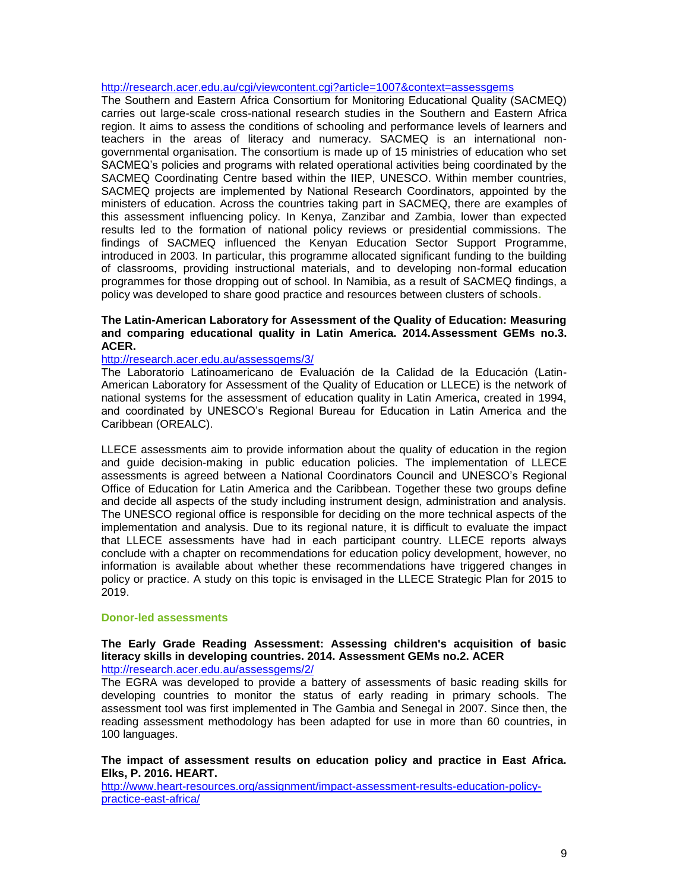http://research.acer.edu.au/cgi/viewcontent.cgi?article=1007&context=assessgems

The Southern and Eastern Africa Consortium for Monitoring Educational Quality (SACMEQ) carries out large-scale cross-national research studies in the Southern and Eastern Africa region. It aims to assess the conditions of schooling and performance levels of learners and teachers in the areas of literacy and numeracy. SACMEQ is an international non-governmental organisation. The consortium is made up of 15 ministries of education who set SACMEQ's policies and programs with related operational activities being coordinated by the SACMEQ Coordinating Centre based within the IIEP, UNESCO. Within member countries, SACMEQ projects are implemented by National Research Coordinators, appointed by the ministers of education. Across the countries taking part in SACMEQ, there are examples of this assessment influencing policy. In Kenya, Zanzibar and Zambia, lower than expected results led to the formation of national policy reviews or presidential commissions. The findings of SACMEQ influenced the Kenyan Education Sector Support Programme, introduced in 2003. In particular, this programme allocated significant funding to the building of classrooms, providing instructional materials, and to developing non-formal education programmes for those dropping out of school. In Namibia, as a result of SACMEQ findings, a policy was developed to share good practice and resources between clusters of schools.

**The Latin-American Laboratory for Assessment of the Quality of Education: Measuring and comparing educational quality in Latin America. 2014.Assessment GEMs no.3. ACER.**

http://research.acer.edu.au/assessgems/3/

The Laboratorio Latinoamericano de Evaluación de la Calidad de la Educación (Latin-American Laboratory for Assessment of the Quality of Education or LLECE) is the network of national systems for the assessment of education quality in Latin America, created in 1994, and coordinated by UNESCO's Regional Bureau for Education in Latin America and the Caribbean (OREALC).

LLECE assessments aim to provide information about the quality of education in the region and guide decision-making in public education policies. The implementation of LLECE assessments is agreed between a National Coordinators Council and UNESCO's Regional Office of Education for Latin America and the Caribbean. Together these two groups define and decide all aspects of the study including instrument design, administration and analysis. The UNESCO regional office is responsible for deciding on the more technical aspects of the implementation and analysis. Due to its regional nature, it is difficult to evaluate the impact that LLECE assessments have had in each participant country. LLECE reports always conclude with a chapter on recommendations for education policy development, however, no information is available about whether these recommendations have triggered changes in policy or practice. A study on this topic is envisaged in the LLECE Strategic Plan for 2015 to 2019.

### Donor-led assessments

**The Early Grade Reading Assessment: Assessing children's acquisition of basic literacy skills in developing countries. 2014. Assessment GEMs no.2. ACER**

http://research.acer.edu.au/assessgems/2/

The EGRA was developed to provide a battery of assessments of basic reading skills for developing countries to monitor the status of early reading in primary schools. The assessment tool was first implemented in The Gambia and Senegal in 2007. Since then, the reading assessment methodology has been adapted for use in more than 60 countries, in 100 languages.

**The impact of assessment results on education policy and practice in East Africa. Elks, P. 2016. HEART.**

http://www.heart-resources.org/assignment/impact-assessment-results-education-policy-practice-east-africa/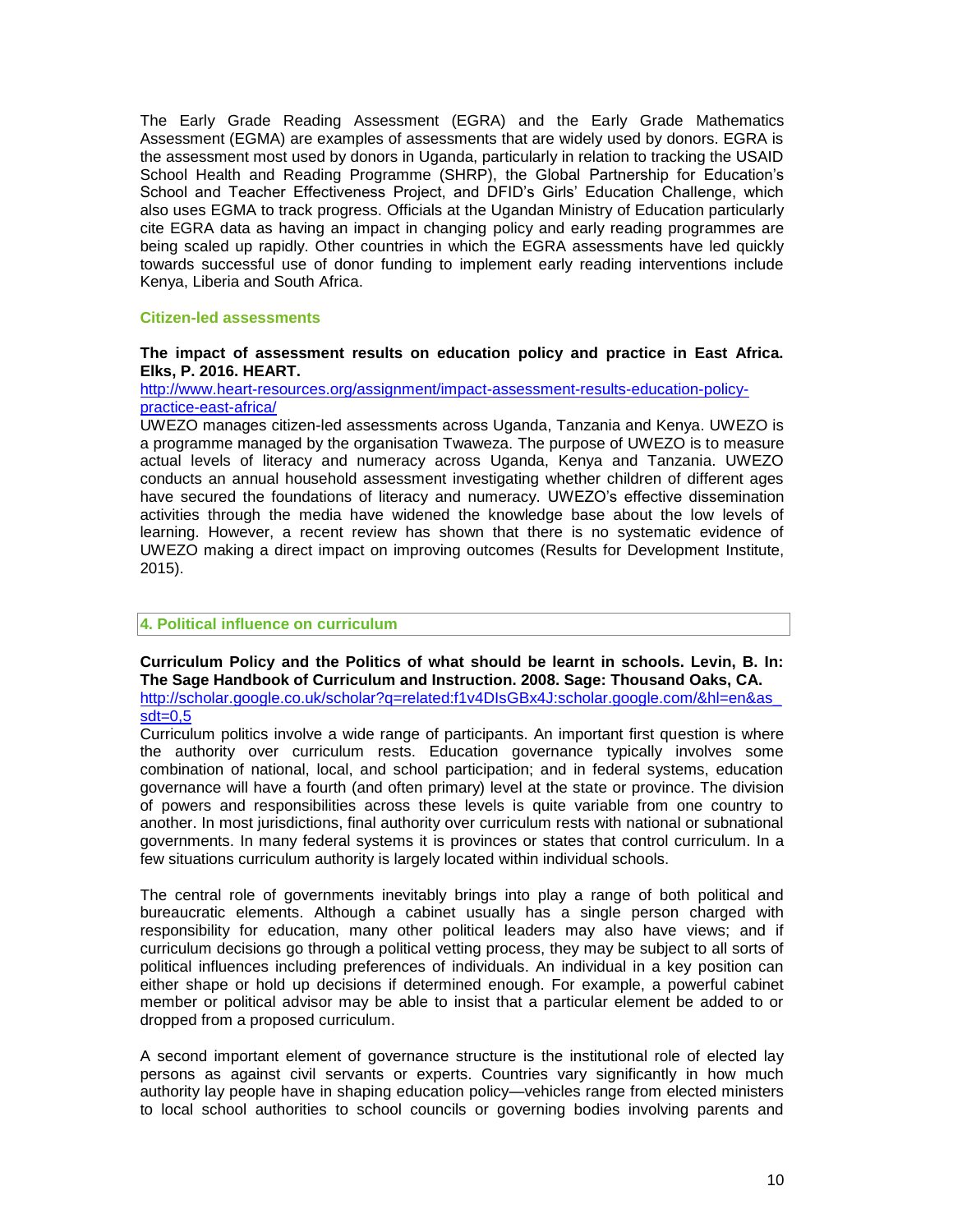The Early Grade Reading Assessment (EGRA) and the Early Grade Mathematics Assessment (EGMA) are examples of assessments that are widely used by donors. EGRA is the assessment most used by donors in Uganda, particularly in relation to tracking the USAID School Health and Reading Programme (SHRP), the Global Partnership for Education's School and Teacher Effectiveness Project, and DFID's Girls' Education Challenge, which also uses EGMA to track progress. Officials at the Ugandan Ministry of Education particularly cite EGRA data as having an impact in changing policy and early reading programmes are being scaled up rapidly. Other countries in which the EGRA assessments have led quickly towards successful use of donor funding to implement early reading interventions include Kenya, Liberia and South Africa.

### Citizen-led assessments

**The impact of assessment results on education policy and practice in East Africa. Elks, P. 2016. HEART.**
http://www.heart-resources.org/assignment/impact-assessment-results-education-policy-practice-east-africa/
UWEZO manages citizen-led assessments across Uganda, Tanzania and Kenya. UWEZO is a programme managed by the organisation Twaweza. The purpose of UWEZO is to measure actual levels of literacy and numeracy across Uganda, Kenya and Tanzania. UWEZO conducts an annual household assessment investigating whether children of different ages have secured the foundations of literacy and numeracy. UWEZO's effective dissemination activities through the media have widened the knowledge base about the low levels of learning. However, a recent review has shown that there is no systematic evidence of UWEZO making a direct impact on improving outcomes (Results for Development Institute, 2015).

## 4. Political influence on curriculum

**Curriculum Policy and the Politics of what should be learnt in schools. Levin, B. In: The Sage Handbook of Curriculum and Instruction. 2008. Sage: Thousand Oaks, CA.**
http://scholar.google.co.uk/scholar?q=related:f1v4DIsGBx4J:scholar.google.com/&hl=en&as_sdt=0,5
Curriculum politics involve a wide range of participants. An important first question is where the authority over curriculum rests. Education governance typically involves some combination of national, local, and school participation; and in federal systems, education governance will have a fourth (and often primary) level at the state or province. The division of powers and responsibilities across these levels is quite variable from one country to another. In most jurisdictions, final authority over curriculum rests with national or subnational governments. In many federal systems it is provinces or states that control curriculum. In a few situations curriculum authority is largely located within individual schools.

The central role of governments inevitably brings into play a range of both political and bureaucratic elements. Although a cabinet usually has a single person charged with responsibility for education, many other political leaders may also have views; and if curriculum decisions go through a political vetting process, they may be subject to all sorts of political influences including preferences of individuals. An individual in a key position can either shape or hold up decisions if determined enough. For example, a powerful cabinet member or political advisor may be able to insist that a particular element be added to or dropped from a proposed curriculum.

A second important element of governance structure is the institutional role of elected lay persons as against civil servants or experts. Countries vary significantly in how much authority lay people have in shaping education policy—vehicles range from elected ministers to local school authorities to school councils or governing bodies involving parents and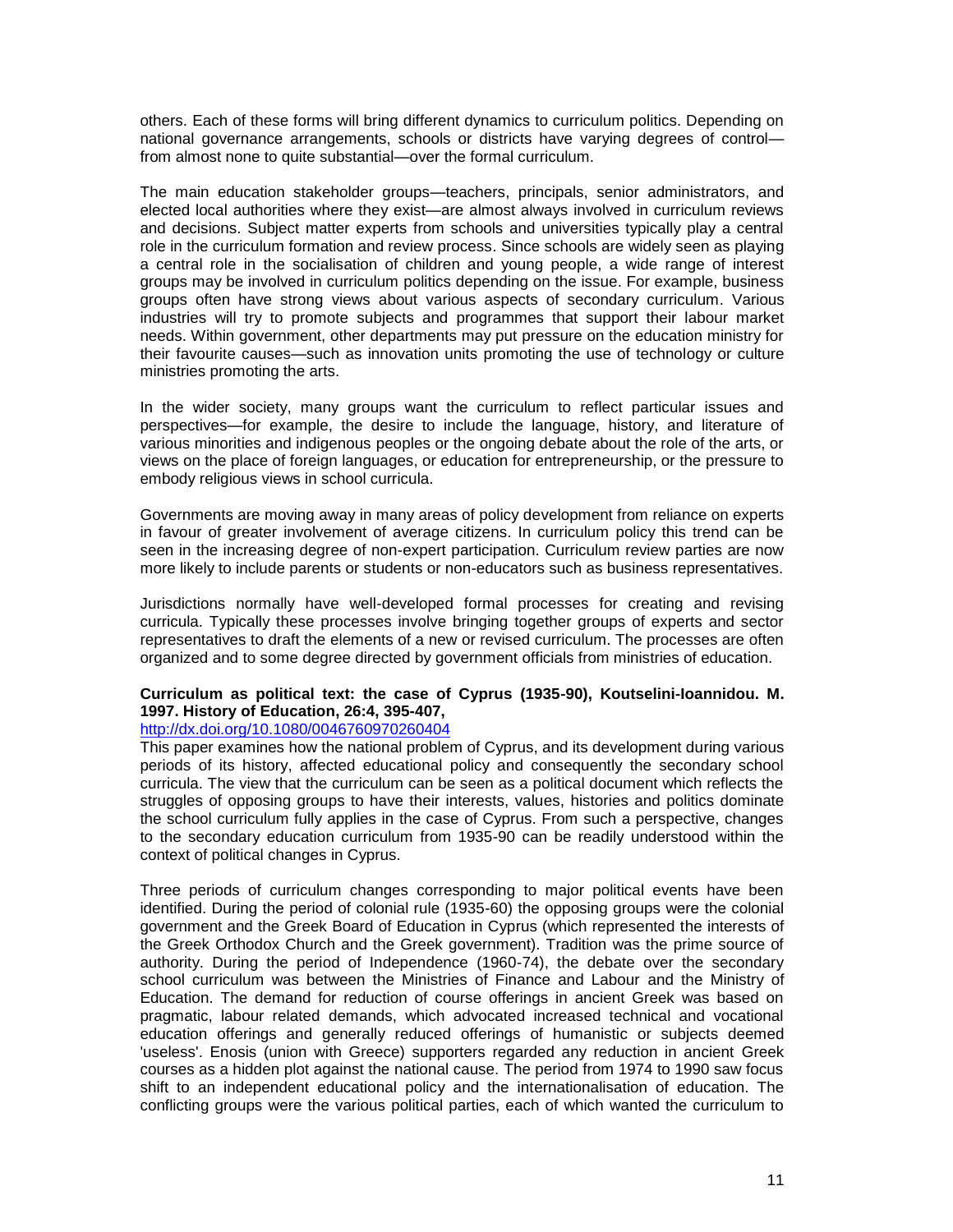others. Each of these forms will bring different dynamics to curriculum politics. Depending on national governance arrangements, schools or districts have varying degrees of control—from almost none to quite substantial—over the formal curriculum.

The main education stakeholder groups—teachers, principals, senior administrators, and elected local authorities where they exist—are almost always involved in curriculum reviews and decisions. Subject matter experts from schools and universities typically play a central role in the curriculum formation and review process. Since schools are widely seen as playing a central role in the socialisation of children and young people, a wide range of interest groups may be involved in curriculum politics depending on the issue. For example, business groups often have strong views about various aspects of secondary curriculum. Various industries will try to promote subjects and programmes that support their labour market needs. Within government, other departments may put pressure on the education ministry for their favourite causes—such as innovation units promoting the use of technology or culture ministries promoting the arts.

In the wider society, many groups want the curriculum to reflect particular issues and perspectives—for example, the desire to include the language, history, and literature of various minorities and indigenous peoples or the ongoing debate about the role of the arts, or views on the place of foreign languages, or education for entrepreneurship, or the pressure to embody religious views in school curricula.

Governments are moving away in many areas of policy development from reliance on experts in favour of greater involvement of average citizens. In curriculum policy this trend can be seen in the increasing degree of non-expert participation. Curriculum review parties are now more likely to include parents or students or non-educators such as business representatives.

Jurisdictions normally have well-developed formal processes for creating and revising curricula. Typically these processes involve bringing together groups of experts and sector representatives to draft the elements of a new or revised curriculum. The processes are often organized and to some degree directed by government officials from ministries of education.

**Curriculum as political text: the case of Cyprus (1935-90), Koutselini-Ioannidou. M. 1997. History of Education, 26:4, 395-407,**
http://dx.doi.org/10.1080/0046760970260404

This paper examines how the national problem of Cyprus, and its development during various periods of its history, affected educational policy and consequently the secondary school curricula. The view that the curriculum can be seen as a political document which reflects the struggles of opposing groups to have their interests, values, histories and politics dominate the school curriculum fully applies in the case of Cyprus. From such a perspective, changes to the secondary education curriculum from 1935-90 can be readily understood within the context of political changes in Cyprus.

Three periods of curriculum changes corresponding to major political events have been identified. During the period of colonial rule (1935-60) the opposing groups were the colonial government and the Greek Board of Education in Cyprus (which represented the interests of the Greek Orthodox Church and the Greek government). Tradition was the prime source of authority. During the period of Independence (1960-74), the debate over the secondary school curriculum was between the Ministries of Finance and Labour and the Ministry of Education. The demand for reduction of course offerings in ancient Greek was based on pragmatic, labour related demands, which advocated increased technical and vocational education offerings and generally reduced offerings of humanistic or subjects deemed 'useless'. Enosis (union with Greece) supporters regarded any reduction in ancient Greek courses as a hidden plot against the national cause. The period from 1974 to 1990 saw focus shift to an independent educational policy and the internationalisation of education. The conflicting groups were the various political parties, each of which wanted the curriculum to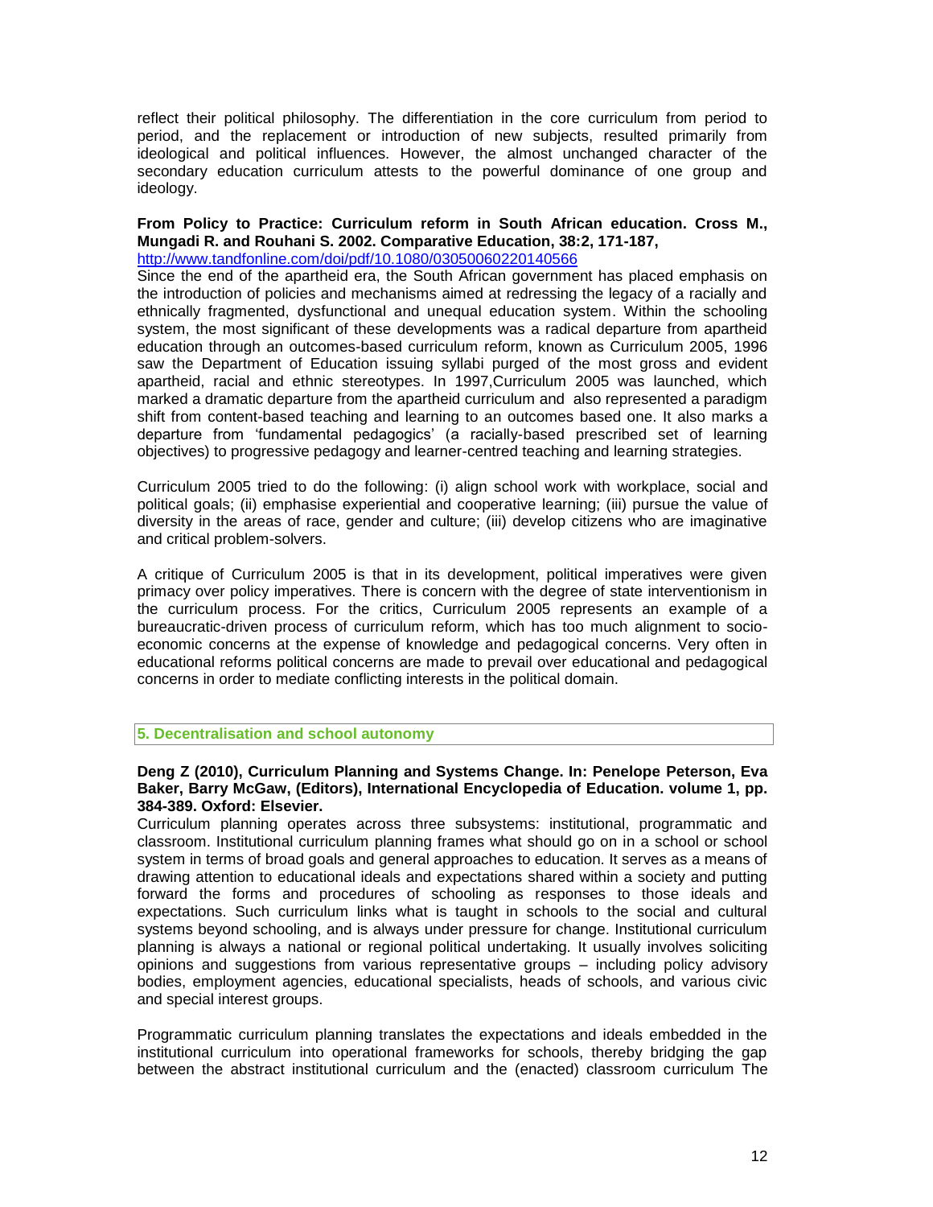reflect their political philosophy. The differentiation in the core curriculum from period to period, and the replacement or introduction of new subjects, resulted primarily from ideological and political influences. However, the almost unchanged character of the secondary education curriculum attests to the powerful dominance of one group and ideology.

**From Policy to Practice: Curriculum reform in South African education. Cross M., Mungadi R. and Rouhani S. 2002. Comparative Education, 38:2, 171-187,**
http://www.tandfonline.com/doi/pdf/10.1080/03050060220140566

Since the end of the apartheid era, the South African government has placed emphasis on the introduction of policies and mechanisms aimed at redressing the legacy of a racially and ethnically fragmented, dysfunctional and unequal education system. Within the schooling system, the most significant of these developments was a radical departure from apartheid education through an outcomes-based curriculum reform, known as Curriculum 2005, 1996 saw the Department of Education issuing syllabi purged of the most gross and evident apartheid, racial and ethnic stereotypes. In 1997,Curriculum 2005 was launched, which marked a dramatic departure from the apartheid curriculum and also represented a paradigm shift from content-based teaching and learning to an outcomes based one. It also marks a departure from 'fundamental pedagogics' (a racially-based prescribed set of learning objectives) to progressive pedagogy and learner-centred teaching and learning strategies.

Curriculum 2005 tried to do the following: (i) align school work with workplace, social and political goals; (ii) emphasise experiential and cooperative learning; (iii) pursue the value of diversity in the areas of race, gender and culture; (iii) develop citizens who are imaginative and critical problem-solvers.

A critique of Curriculum 2005 is that in its development, political imperatives were given primacy over policy imperatives. There is concern with the degree of state interventionism in the curriculum process. For the critics, Curriculum 2005 represents an example of a bureaucratic-driven process of curriculum reform, which has too much alignment to socio-economic concerns at the expense of knowledge and pedagogical concerns. Very often in educational reforms political concerns are made to prevail over educational and pedagogical concerns in order to mediate conflicting interests in the political domain.

## 5. Decentralisation and school autonomy

**Deng Z (2010), Curriculum Planning and Systems Change. In: Penelope Peterson, Eva Baker, Barry McGaw, (Editors), International Encyclopedia of Education. volume 1, pp. 384-389. Oxford: Elsevier.**

Curriculum planning operates across three subsystems: institutional, programmatic and classroom. Institutional curriculum planning frames what should go on in a school or school system in terms of broad goals and general approaches to education. It serves as a means of drawing attention to educational ideals and expectations shared within a society and putting forward the forms and procedures of schooling as responses to those ideals and expectations. Such curriculum links what is taught in schools to the social and cultural systems beyond schooling, and is always under pressure for change. Institutional curriculum planning is always a national or regional political undertaking. It usually involves soliciting opinions and suggestions from various representative groups – including policy advisory bodies, employment agencies, educational specialists, heads of schools, and various civic and special interest groups.

Programmatic curriculum planning translates the expectations and ideals embedded in the institutional curriculum into operational frameworks for schools, thereby bridging the gap between the abstract institutional curriculum and the (enacted) classroom curriculum The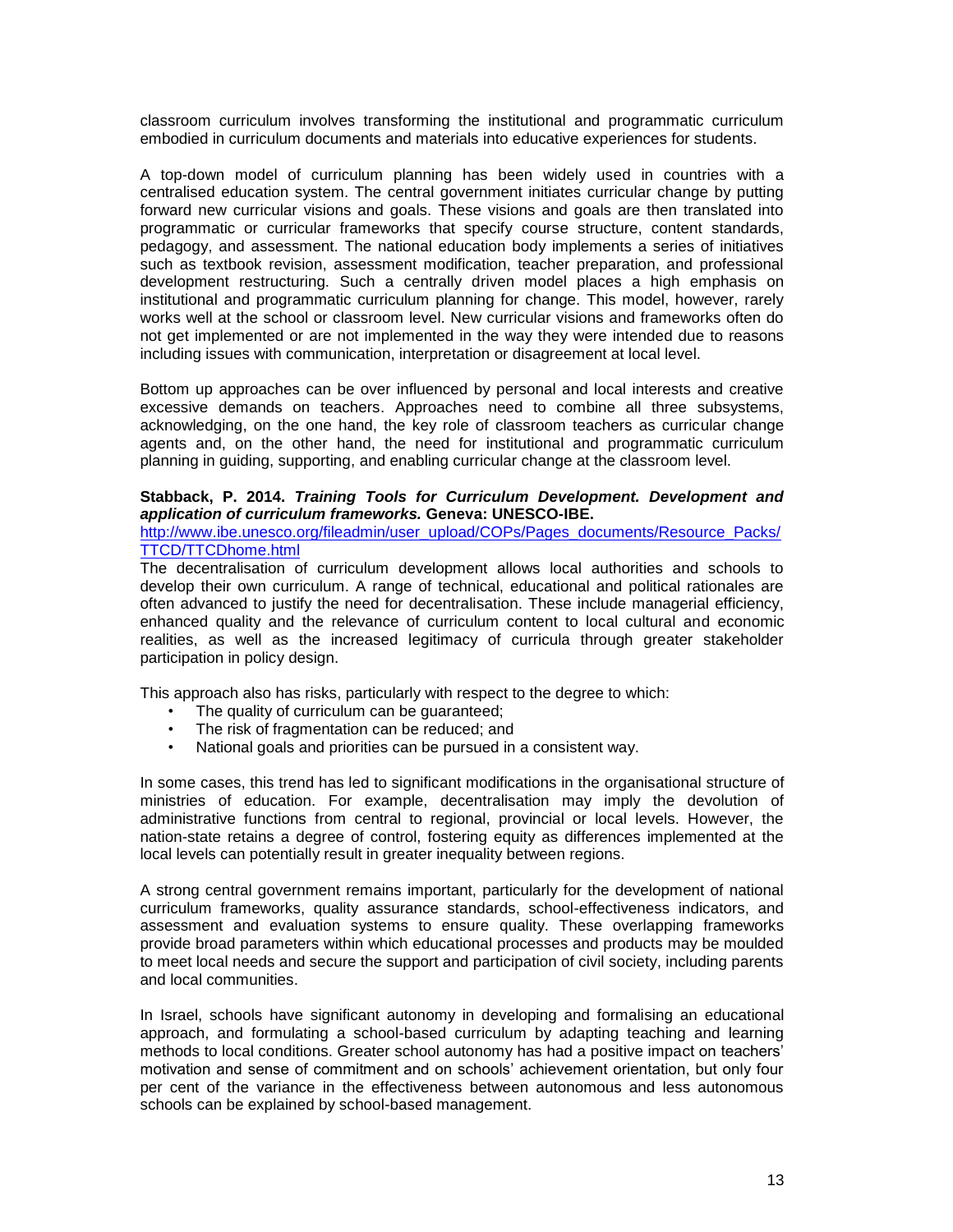classroom curriculum involves transforming the institutional and programmatic curriculum embodied in curriculum documents and materials into educative experiences for students.

A top-down model of curriculum planning has been widely used in countries with a centralised education system. The central government initiates curricular change by putting forward new curricular visions and goals. These visions and goals are then translated into programmatic or curricular frameworks that specify course structure, content standards, pedagogy, and assessment. The national education body implements a series of initiatives such as textbook revision, assessment modification, teacher preparation, and professional development restructuring. Such a centrally driven model places a high emphasis on institutional and programmatic curriculum planning for change. This model, however, rarely works well at the school or classroom level. New curricular visions and frameworks often do not get implemented or are not implemented in the way they were intended due to reasons including issues with communication, interpretation or disagreement at local level.

Bottom up approaches can be over influenced by personal and local interests and creative excessive demands on teachers. Approaches need to combine all three subsystems, acknowledging, on the one hand, the key role of classroom teachers as curricular change agents and, on the other hand, the need for institutional and programmatic curriculum planning in guiding, supporting, and enabling curricular change at the classroom level.

**Stabback, P. 2014. *Training Tools for Curriculum Development. Development and application of curriculum frameworks.* Geneva: UNESCO-IBE.**
[http://www.ibe.unesco.org/fileadmin/user_upload/COPs/Pages_documents/Resource_Packs/TTCD/TTCDhome.html](http://www.ibe.unesco.org/fileadmin/user_upload/COPs/Pages_documents/Resource_Packs/TTCD/TTCDhome.html)
The decentralisation of curriculum development allows local authorities and schools to develop their own curriculum. A range of technical, educational and political rationales are often advanced to justify the need for decentralisation. These include managerial efficiency, enhanced quality and the relevance of curriculum content to local cultural and economic realities, as well as the increased legitimacy of curricula through greater stakeholder participation in policy design.

This approach also has risks, particularly with respect to the degree to which:

- The quality of curriculum can be guaranteed;
- The risk of fragmentation can be reduced; and
- National goals and priorities can be pursued in a consistent way.

In some cases, this trend has led to significant modifications in the organisational structure of ministries of education. For example, decentralisation may imply the devolution of administrative functions from central to regional, provincial or local levels. However, the nation-state retains a degree of control, fostering equity as differences implemented at the local levels can potentially result in greater inequality between regions.

A strong central government remains important, particularly for the development of national curriculum frameworks, quality assurance standards, school-effectiveness indicators, and assessment and evaluation systems to ensure quality. These overlapping frameworks provide broad parameters within which educational processes and products may be moulded to meet local needs and secure the support and participation of civil society, including parents and local communities.

In Israel, schools have significant autonomy in developing and formalising an educational approach, and formulating a school-based curriculum by adapting teaching and learning methods to local conditions. Greater school autonomy has had a positive impact on teachers' motivation and sense of commitment and on schools' achievement orientation, but only four per cent of the variance in the effectiveness between autonomous and less autonomous schools can be explained by school-based management.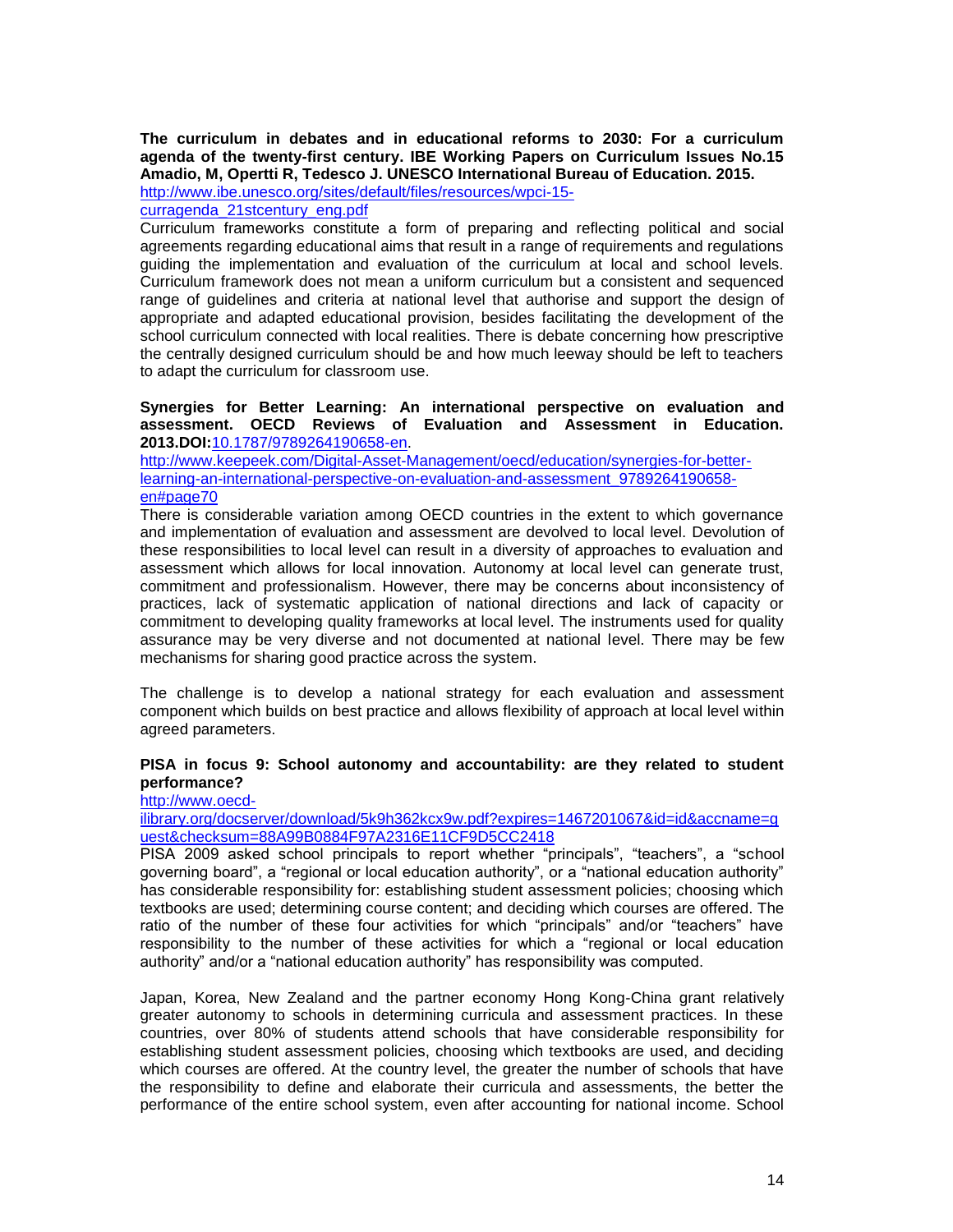**The curriculum in debates and in educational reforms to 2030: For a curriculum agenda of the twenty-first century. IBE Working Papers on Curriculum Issues No.15 Amadio, M, Opertti R, Tedesco J. UNESCO International Bureau of Education. 2015.**
http://www.ibe.unesco.org/sites/default/files/resources/wpci-15-curragenda_21stcentury_eng.pdf

Curriculum frameworks constitute a form of preparing and reflecting political and social agreements regarding educational aims that result in a range of requirements and regulations guiding the implementation and evaluation of the curriculum at local and school levels. Curriculum framework does not mean a uniform curriculum but a consistent and sequenced range of guidelines and criteria at national level that authorise and support the design of appropriate and adapted educational provision, besides facilitating the development of the school curriculum connected with local realities. There is debate concerning how prescriptive the centrally designed curriculum should be and how much leeway should be left to teachers to adapt the curriculum for classroom use.

**Synergies for Better Learning: An international perspective on evaluation and assessment. OECD Reviews of Evaluation and Assessment in Education. 2013.DOI:**10.1787/9789264190658-en.
http://www.keepeek.com/Digital-Asset-Management/oecd/education/synergies-for-better-learning-an-international-perspective-on-evaluation-and-assessment_9789264190658-en#page70

There is considerable variation among OECD countries in the extent to which governance and implementation of evaluation and assessment are devolved to local level. Devolution of these responsibilities to local level can result in a diversity of approaches to evaluation and assessment which allows for local innovation. Autonomy at local level can generate trust, commitment and professionalism. However, there may be concerns about inconsistency of practices, lack of systematic application of national directions and lack of capacity or commitment to developing quality frameworks at local level. The instruments used for quality assurance may be very diverse and not documented at national level. There may be few mechanisms for sharing good practice across the system.

The challenge is to develop a national strategy for each evaluation and assessment component which builds on best practice and allows flexibility of approach at local level within agreed parameters.

**PISA in focus 9: School autonomy and accountability: are they related to student performance?**
http://www.oecd-ilibrary.org/docserver/download/5k9h362kcx9w.pdf?expires=1467201067&id=id&accname=guest&checksum=88A99B0884F97A2316E11CF9D5CC2418

PISA 2009 asked school principals to report whether "principals", "teachers", a "school governing board", a "regional or local education authority", or a "national education authority" has considerable responsibility for: establishing student assessment policies; choosing which textbooks are used; determining course content; and deciding which courses are offered. The ratio of the number of these four activities for which "principals" and/or "teachers" have responsibility to the number of these activities for which a "regional or local education authority" and/or a "national education authority" has responsibility was computed.

Japan, Korea, New Zealand and the partner economy Hong Kong-China grant relatively greater autonomy to schools in determining curricula and assessment practices. In these countries, over 80% of students attend schools that have considerable responsibility for establishing student assessment policies, choosing which textbooks are used, and deciding which courses are offered. At the country level, the greater the number of schools that have the responsibility to define and elaborate their curricula and assessments, the better the performance of the entire school system, even after accounting for national income. School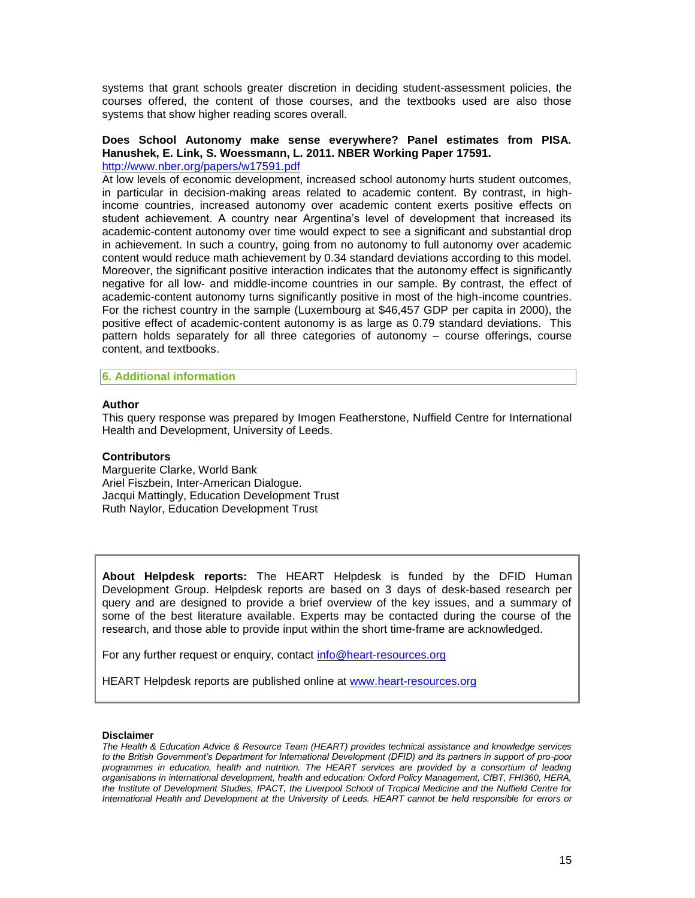systems that grant schools greater discretion in deciding student-assessment policies, the courses offered, the content of those courses, and the textbooks used are also those systems that show higher reading scores overall.

**Does School Autonomy make sense everywhere? Panel estimates from PISA. Hanushek, E. Link, S. Woessmann, L. 2011. NBER Working Paper 17591.**
http://www.nber.org/papers/w17591.pdf

At low levels of economic development, increased school autonomy hurts student outcomes, in particular in decision-making areas related to academic content. By contrast, in high-income countries, increased autonomy over academic content exerts positive effects on student achievement. A country near Argentina's level of development that increased its academic-content autonomy over time would expect to see a significant and substantial drop in achievement. In such a country, going from no autonomy to full autonomy over academic content would reduce math achievement by 0.34 standard deviations according to this model. Moreover, the significant positive interaction indicates that the autonomy effect is significantly negative for all low- and middle-income countries in our sample. By contrast, the effect of academic-content autonomy turns significantly positive in most of the high-income countries. For the richest country in the sample (Luxembourg at $46,457 GDP per capita in 2000), the positive effect of academic-content autonomy is as large as 0.79 standard deviations. This pattern holds separately for all three categories of autonomy – course offerings, course content, and textbooks.

## 6. Additional information

**Author**
This query response was prepared by Imogen Featherstone, Nuffield Centre for International Health and Development, University of Leeds.

**Contributors**
Marguerite Clarke, World Bank
Ariel Fiszbein, Inter-American Dialogue.
Jacqui Mattingly, Education Development Trust
Ruth Naylor, Education Development Trust

**About Helpdesk reports:** The HEART Helpdesk is funded by the DFID Human Development Group. Helpdesk reports are based on 3 days of desk-based research per query and are designed to provide a brief overview of the key issues, and a summary of some of the best literature available. Experts may be contacted during the course of the research, and those able to provide input within the short time-frame are acknowledged.

For any further request or enquiry, contact info@heart-resources.org

HEART Helpdesk reports are published online at www.heart-resources.org

**Disclaimer**
*The Health & Education Advice & Resource Team (HEART) provides technical assistance and knowledge services to the British Government's Department for International Development (DFID) and its partners in support of pro-poor programmes in education, health and nutrition. The HEART services are provided by a consortium of leading organisations in international development, health and education: Oxford Policy Management, CfBT, FHI360, HERA, the Institute of Development Studies, IPACT, the Liverpool School of Tropical Medicine and the Nuffield Centre for International Health and Development at the University of Leeds. HEART cannot be held responsible for errors or*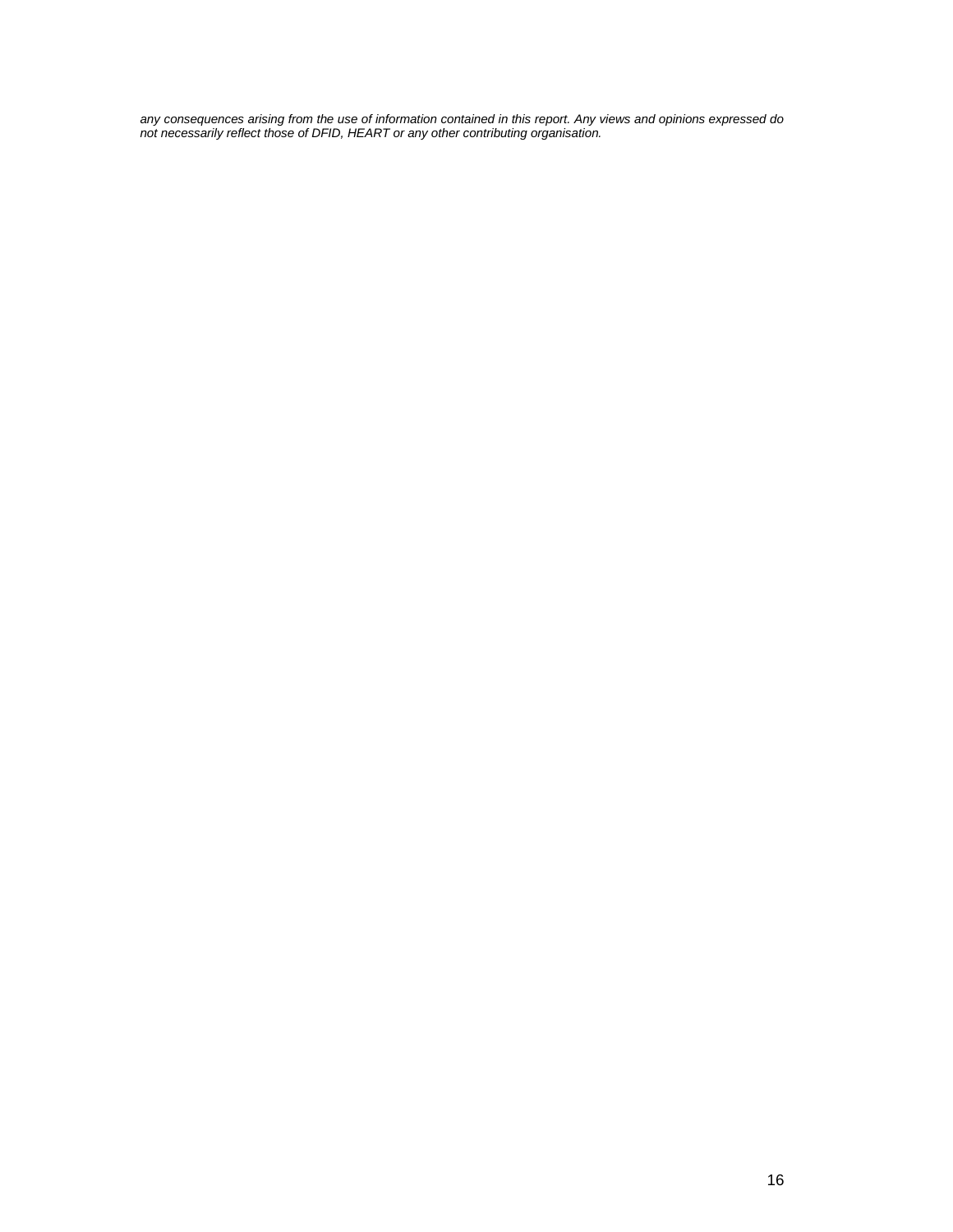*any consequences arising from the use of information contained in this report. Any views and opinions expressed do not necessarily reflect those of DFID, HEART or any other contributing organisation.*